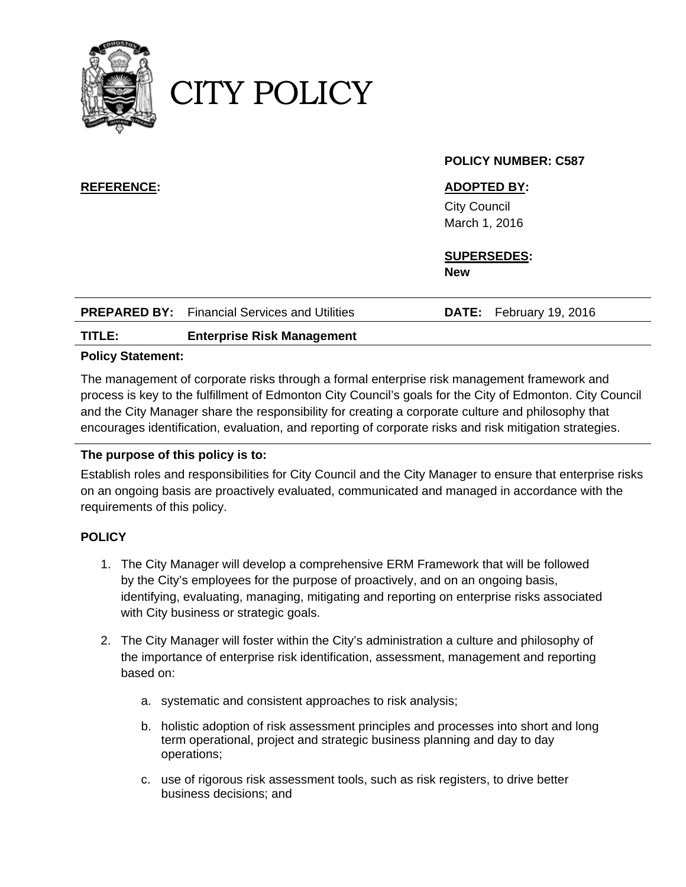# CITY POLICY

**POLICY NUMBER: C587**

**REFERENCE:**

**ADOPTED BY:**
City Council
March 1, 2016

**SUPERSEDES:**
**New**

| | | | |
|---|---|---|---|
| **PREPARED BY:** | Financial Services and Utilities | **DATE:** | February 19, 2016 |
| **TITLE:** | **Enterprise Risk Management** | | |

**Policy Statement:**

The management of corporate risks through a formal enterprise risk management framework and process is key to the fulfillment of Edmonton City Council's goals for the City of Edmonton. City Council and the City Manager share the responsibility for creating a corporate culture and philosophy that encourages identification, evaluation, and reporting of corporate risks and risk mitigation strategies.

**The purpose of this policy is to:**

Establish roles and responsibilities for City Council and the City Manager to ensure that enterprise risks on an ongoing basis are proactively evaluated, communicated and managed in accordance with the requirements of this policy.

**POLICY**

1. The City Manager will develop a comprehensive ERM Framework that will be followed by the City's employees for the purpose of proactively, and on an ongoing basis, identifying, evaluating, managing, mitigating and reporting on enterprise risks associated with City business or strategic goals.

2. The City Manager will foster within the City's administration a culture and philosophy of the importance of enterprise risk identification, assessment, management and reporting based on:

    a. systematic and consistent approaches to risk analysis;

    b. holistic adoption of risk assessment principles and processes into short and long term operational, project and strategic business planning and day to day operations;

    c. use of rigorous risk assessment tools, such as risk registers, to drive better business decisions; and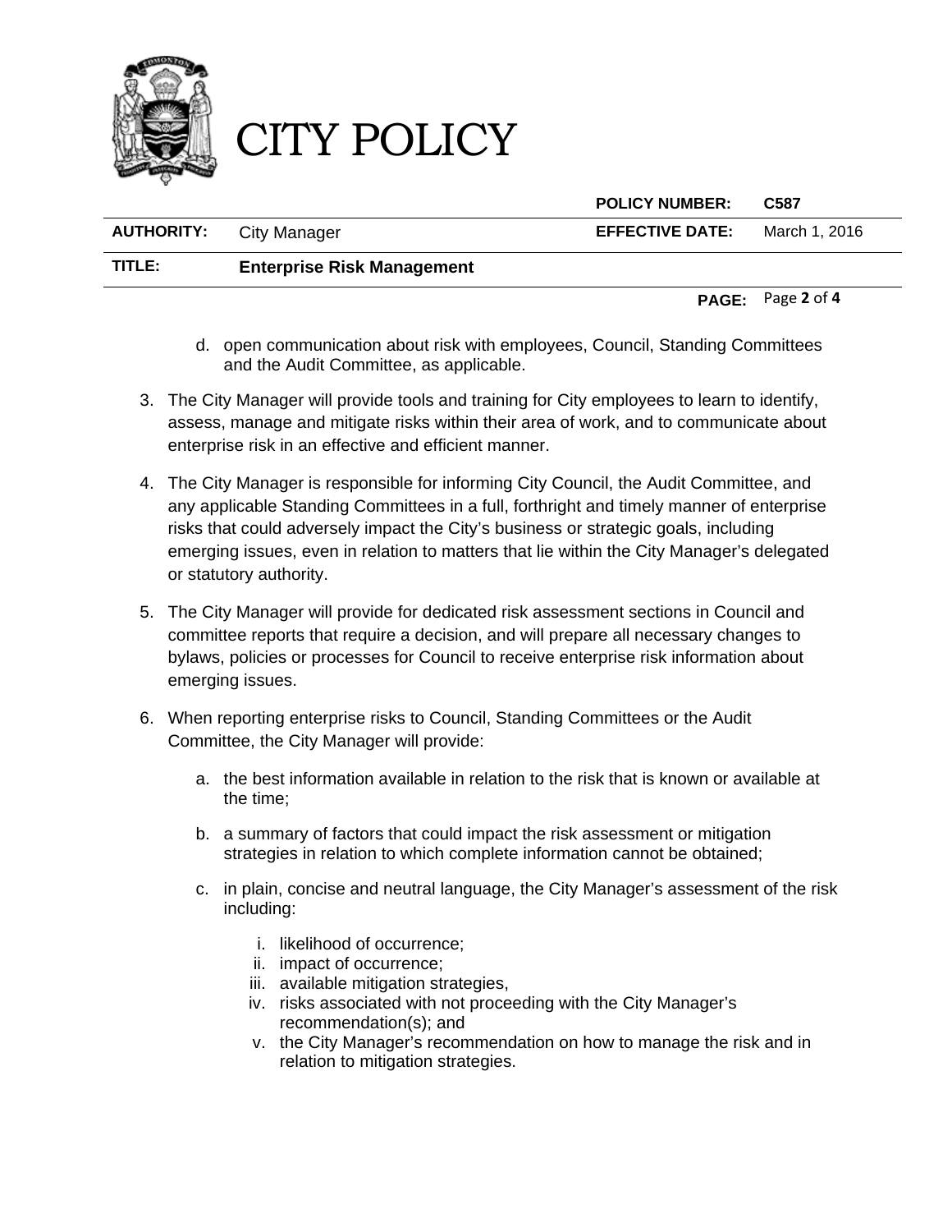d. open communication about risk with employees, Council, Standing Committees and the Audit Committee, as applicable.

3. The City Manager will provide tools and training for City employees to learn to identify, assess, manage and mitigate risks within their area of work, and to communicate about enterprise risk in an effective and efficient manner.

4. The City Manager is responsible for informing City Council, the Audit Committee, and any applicable Standing Committees in a full, forthright and timely manner of enterprise risks that could adversely impact the City's business or strategic goals, including emerging issues, even in relation to matters that lie within the City Manager's delegated or statutory authority.

5. The City Manager will provide for dedicated risk assessment sections in Council and committee reports that require a decision, and will prepare all necessary changes to bylaws, policies or processes for Council to receive enterprise risk information about emerging issues.

6. When reporting enterprise risks to Council, Standing Committees or the Audit Committee, the City Manager will provide:

   a. the best information available in relation to the risk that is known or available at the time;

   b. a summary of factors that could impact the risk assessment or mitigation strategies in relation to which complete information cannot be obtained;

   c. in plain, concise and neutral language, the City Manager's assessment of the risk including:

      i. likelihood of occurrence;
      ii. impact of occurrence;
      iii. available mitigation strategies,
      iv. risks associated with not proceeding with the City Manager's recommendation(s); and
      v. the City Manager's recommendation on how to manage the risk and in relation to mitigation strategies.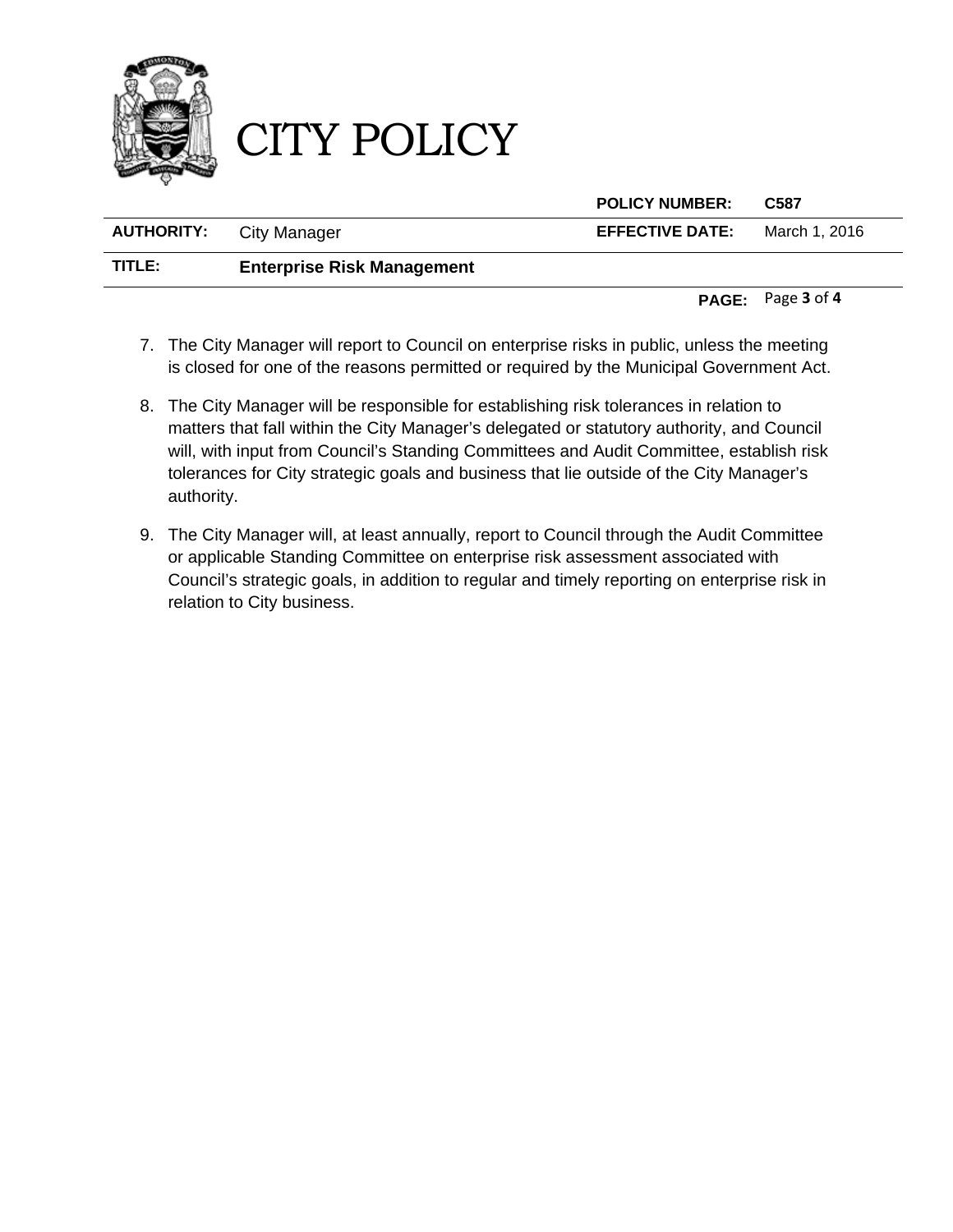7. The City Manager will report to Council on enterprise risks in public, unless the meeting is closed for one of the reasons permitted or required by the Municipal Government Act.

8. The City Manager will be responsible for establishing risk tolerances in relation to matters that fall within the City Manager's delegated or statutory authority, and Council will, with input from Council's Standing Committees and Audit Committee, establish risk tolerances for City strategic goals and business that lie outside of the City Manager's authority.

9. The City Manager will, at least annually, report to Council through the Audit Committee or applicable Standing Committee on enterprise risk assessment associated with Council's strategic goals, in addition to regular and timely reporting on enterprise risk in relation to City business.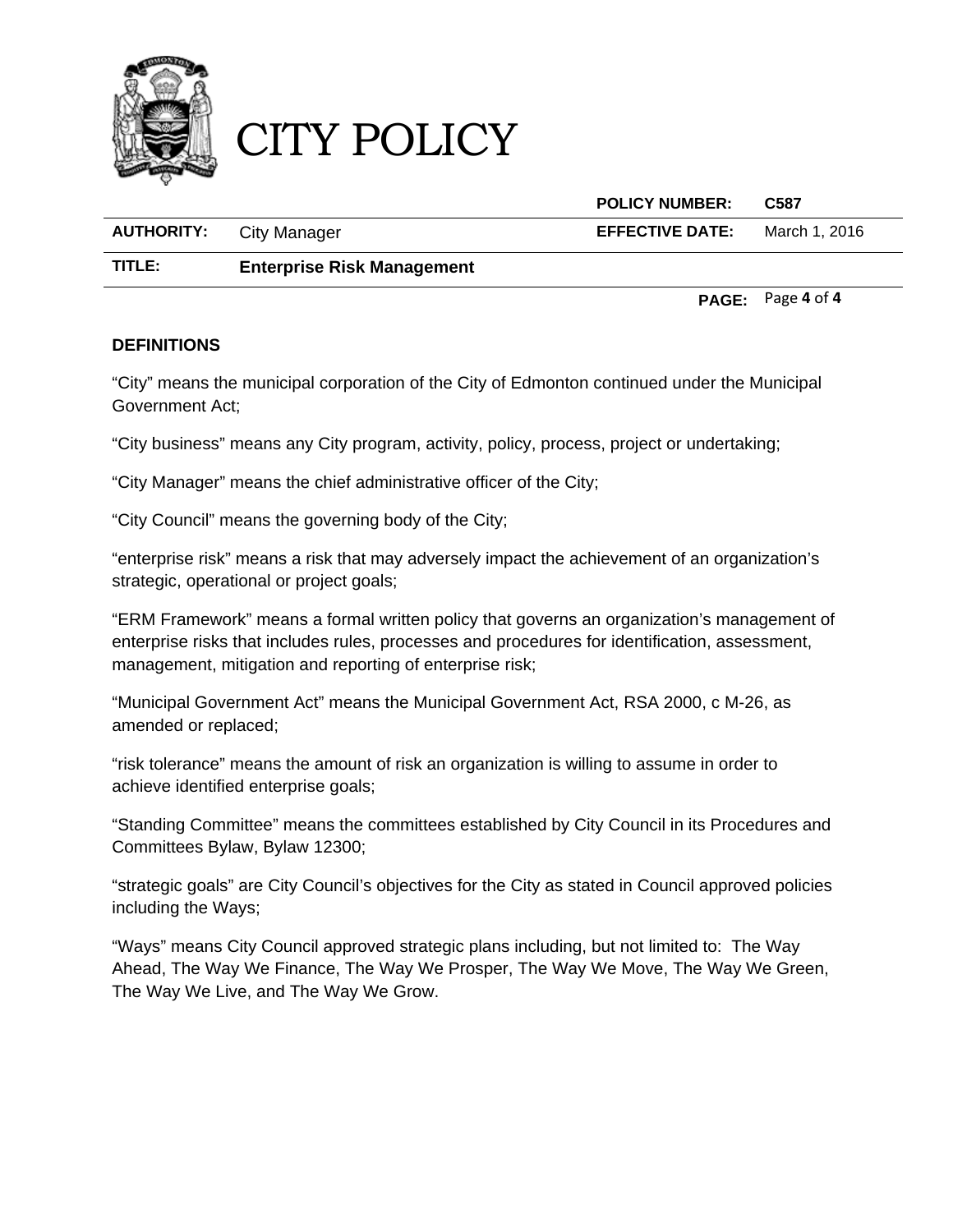## DEFINITIONS

“City” means the municipal corporation of the City of Edmonton continued under the Municipal Government Act;

“City business” means any City program, activity, policy, process, project or undertaking;

“City Manager” means the chief administrative officer of the City;

“City Council” means the governing body of the City;

“enterprise risk” means a risk that may adversely impact the achievement of an organization’s strategic, operational or project goals;

“ERM Framework” means a formal written policy that governs an organization’s management of enterprise risks that includes rules, processes and procedures for identification, assessment, management, mitigation and reporting of enterprise risk;

“Municipal Government Act” means the Municipal Government Act, RSA 2000, c M-26, as amended or replaced;

“risk tolerance” means the amount of risk an organization is willing to assume in order to achieve identified enterprise goals;

“Standing Committee” means the committees established by City Council in its Procedures and Committees Bylaw, Bylaw 12300;

“strategic goals” are City Council’s objectives for the City as stated in Council approved policies including the Ways;

“Ways” means City Council approved strategic plans including, but not limited to: The Way Ahead, The Way We Finance, The Way We Prosper, The Way We Move, The Way We Green, The Way We Live, and The Way We Grow.